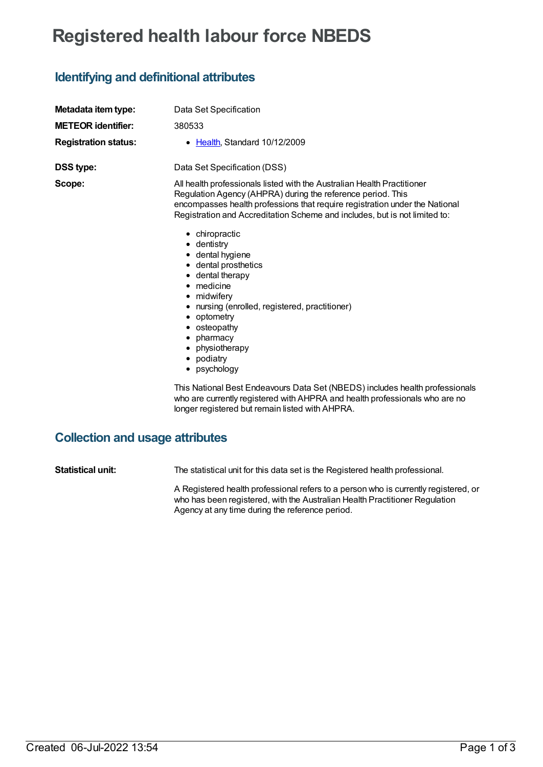# Registered health labour force NBEDS

## Identifying and definitional attributes

**Metadata item type:** Data Set Specification

**METEOR identifier:** 380533

**Registration status:**

- Health, Standard 10/12/2009

**DSS type:** Data Set Specification (DSS)

**Scope:** All health professionals listed with the Australian Health Practitioner Regulation Agency (AHPRA) during the reference period. This encompasses health professions that require registration under the National Registration and Accreditation Scheme and includes, but is not limited to:

- chiropractic
- dentistry
- dental hygiene
- dental prosthetics
- dental therapy
- medicine
- midwifery
- nursing (enrolled, registered, practitioner)
- optometry
- osteopathy
- pharmacy
- physiotherapy
- podiatry
- psychology

This National Best Endeavours Data Set (NBEDS) includes health professionals who are currently registered with AHPRA and health professionals who are no longer registered but remain listed with AHPRA.

## Collection and usage attributes

**Statistical unit:** The statistical unit for this data set is the Registered health professional.

A Registered health professional refers to a person who is currently registered, or who has been registered, with the Australian Health Practitioner Regulation Agency at any time during the reference period.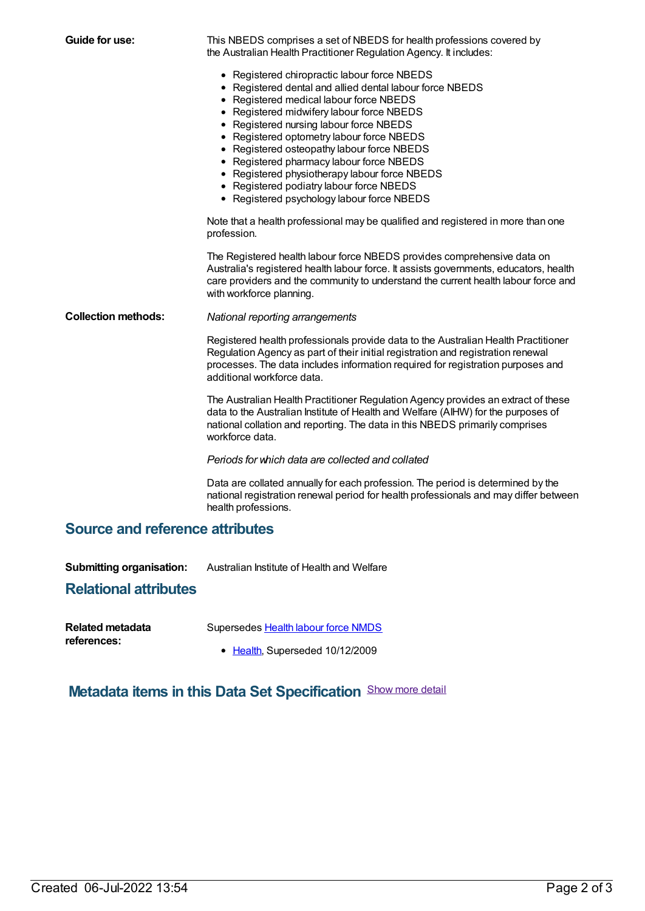**Guide for use:**

This NBEDS comprises a set of NBEDS for health professions covered by the Australian Health Practitioner Regulation Agency. It includes:

- Registered chiropractic labour force NBEDS
- Registered dental and allied dental labour force NBEDS
- Registered medical labour force NBEDS
- Registered midwifery labour force NBEDS
- Registered nursing labour force NBEDS
- Registered optometry labour force NBEDS
- Registered osteopathy labour force NBEDS
- Registered pharmacy labour force NBEDS
- Registered physiotherapy labour force NBEDS
- Registered podiatry labour force NBEDS
- Registered psychology labour force NBEDS

Note that a health professional may be qualified and registered in more than one profession.

The Registered health labour force NBEDS provides comprehensive data on Australia's registered health labour force. It assists governments, educators, health care providers and the community to understand the current health labour force and with workforce planning.

**Collection methods:**

*National reporting arrangements*

Registered health professionals provide data to the Australian Health Practitioner Regulation Agency as part of their initial registration and registration renewal processes. The data includes information required for registration purposes and additional workforce data.

The Australian Health Practitioner Regulation Agency provides an extract of these data to the Australian Institute of Health and Welfare (AIHW) for the purposes of national collation and reporting. The data in this NBEDS primarily comprises workforce data.

*Periods for which data are collected and collated*

Data are collated annually for each profession. The period is determined by the national registration renewal period for health professionals and may differ between health professions.

## Source and reference attributes

**Submitting organisation:** Australian Institute of Health and Welfare

## Relational attributes

**Related metadata references:**

Supersedes Health labour force NMDS

- Health, Superseded 10/12/2009

## Metadata items in this Data Set Specification

Show more detail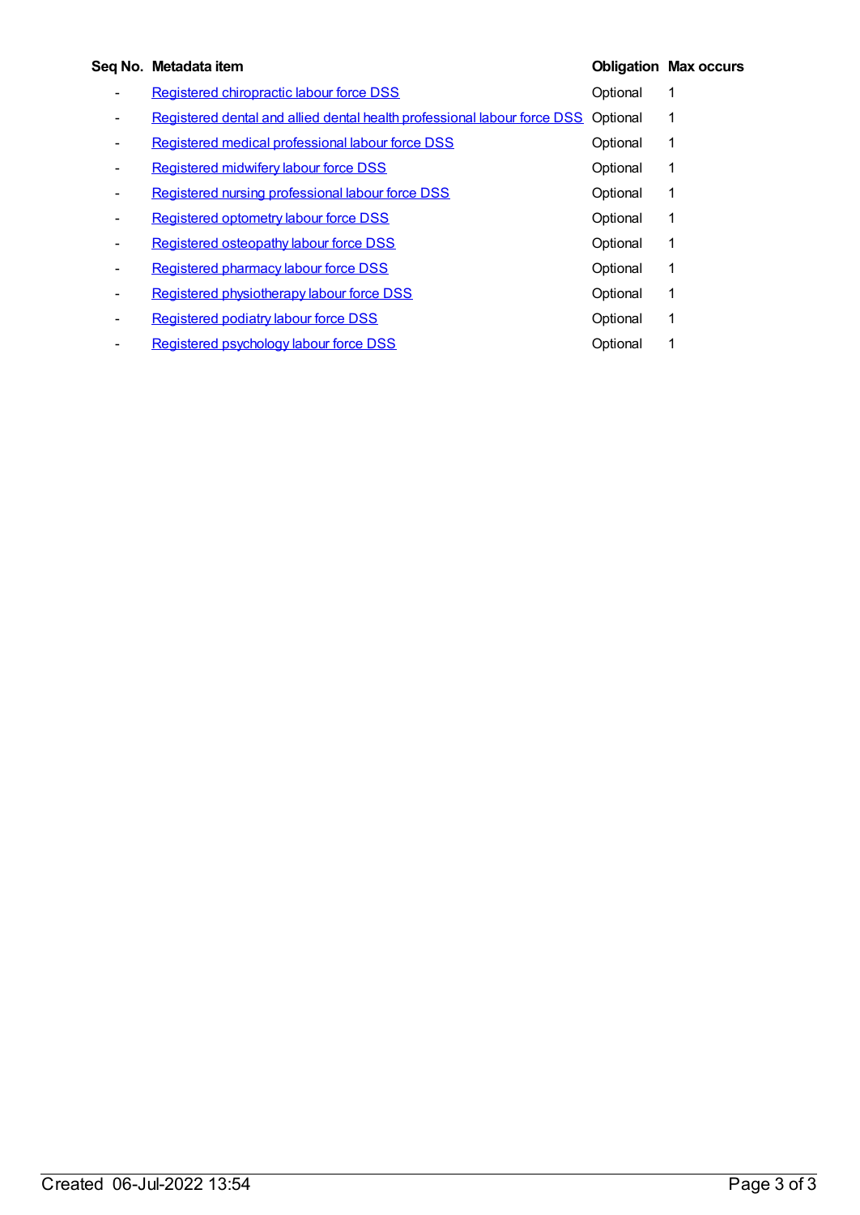| Seq No. | Metadata item | Obligation | Max occurs |
| --- | --- | --- | --- |
| - | Registered chiropractic labour force DSS | Optional | 1 |
| - | Registered dental and allied dental health professional labour force DSS | Optional | 1 |
| - | Registered medical professional labour force DSS | Optional | 1 |
| - | Registered midwifery labour force DSS | Optional | 1 |
| - | Registered nursing professional labour force DSS | Optional | 1 |
| - | Registered optometry labour force DSS | Optional | 1 |
| - | Registered osteopathy labour force DSS | Optional | 1 |
| - | Registered pharmacy labour force DSS | Optional | 1 |
| - | Registered physiotherapy labour force DSS | Optional | 1 |
| - | Registered podiatry labour force DSS | Optional | 1 |
| - | Registered psychology labour force DSS | Optional | 1 |